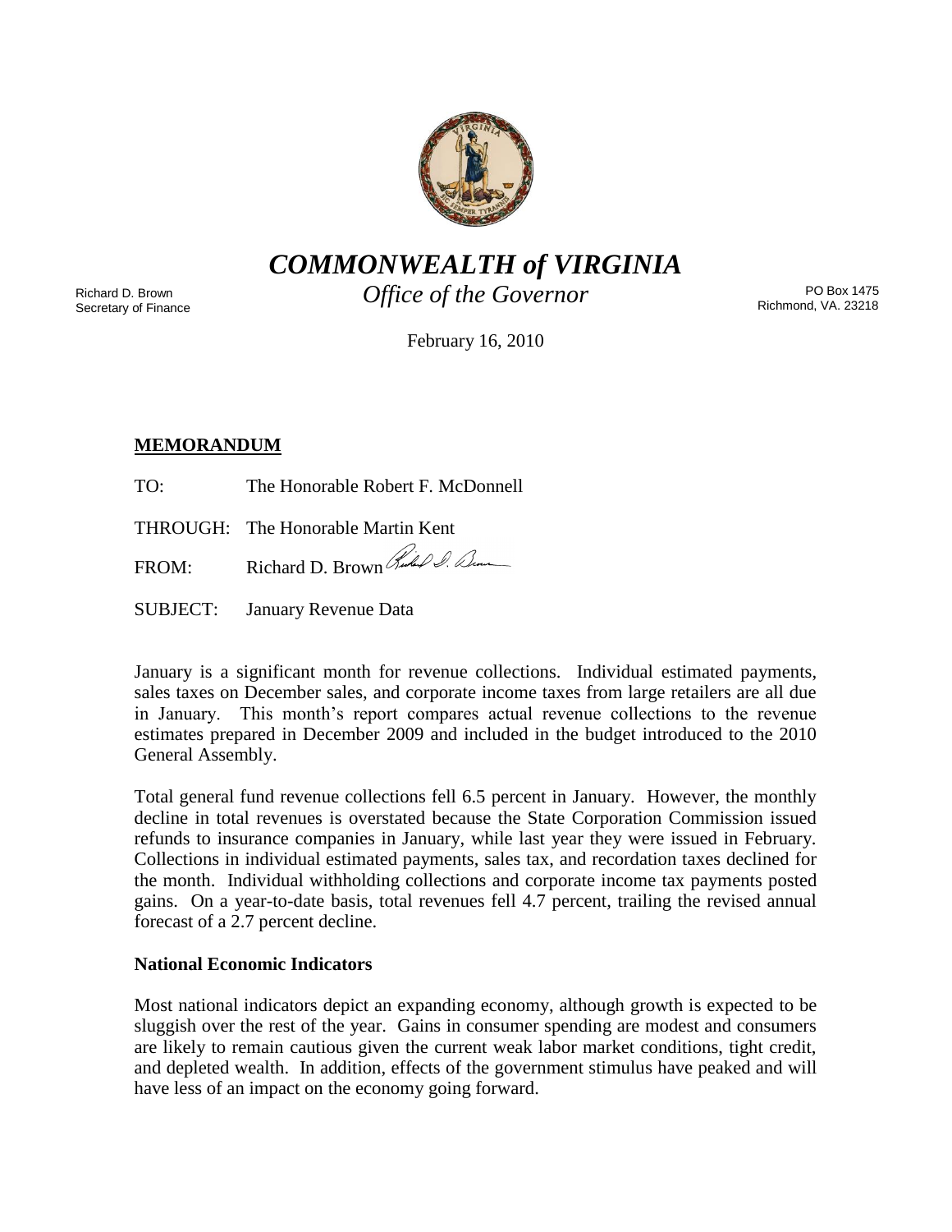# COMMONWEALTH of VIRGINIA

*Office of the Governor*

Richard D. Brown
Secretary of Finance

PO Box 1475
Richmond, VA. 23218

February 16, 2010

## MEMORANDUM

TO: The Honorable Robert F. McDonnell

THROUGH: The Honorable Martin Kent

FROM: Richard D. Brown

SUBJECT: January Revenue Data

January is a significant month for revenue collections. Individual estimated payments, sales taxes on December sales, and corporate income taxes from large retailers are all due in January. This month's report compares actual revenue collections to the revenue estimates prepared in December 2009 and included in the budget introduced to the 2010 General Assembly.

Total general fund revenue collections fell 6.5 percent in January. However, the monthly decline in total revenues is overstated because the State Corporation Commission issued refunds to insurance companies in January, while last year they were issued in February. Collections in individual estimated payments, sales tax, and recordation taxes declined for the month. Individual withholding collections and corporate income tax payments posted gains. On a year-to-date basis, total revenues fell 4.7 percent, trailing the revised annual forecast of a 2.7 percent decline.

### National Economic Indicators

Most national indicators depict an expanding economy, although growth is expected to be sluggish over the rest of the year. Gains in consumer spending are modest and consumers are likely to remain cautious given the current weak labor market conditions, tight credit, and depleted wealth. In addition, effects of the government stimulus have peaked and will have less of an impact on the economy going forward.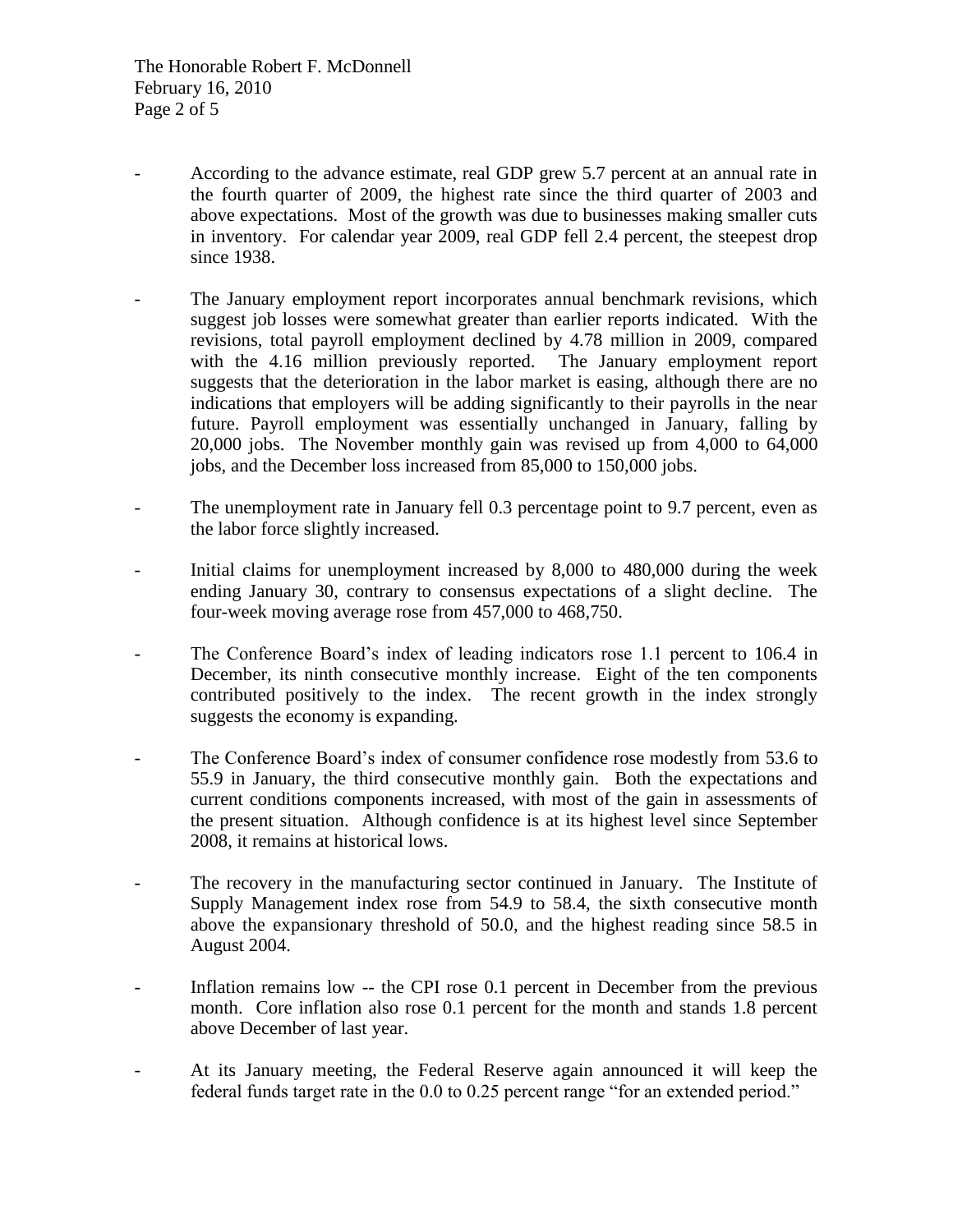- According to the advance estimate, real GDP grew 5.7 percent at an annual rate in the fourth quarter of 2009, the highest rate since the third quarter of 2003 and above expectations. Most of the growth was due to businesses making smaller cuts in inventory. For calendar year 2009, real GDP fell 2.4 percent, the steepest drop since 1938.

- The January employment report incorporates annual benchmark revisions, which suggest job losses were somewhat greater than earlier reports indicated. With the revisions, total payroll employment declined by 4.78 million in 2009, compared with the 4.16 million previously reported. The January employment report suggests that the deterioration in the labor market is easing, although there are no indications that employers will be adding significantly to their payrolls in the near future. Payroll employment was essentially unchanged in January, falling by 20,000 jobs. The November monthly gain was revised up from 4,000 to 64,000 jobs, and the December loss increased from 85,000 to 150,000 jobs.

- The unemployment rate in January fell 0.3 percentage point to 9.7 percent, even as the labor force slightly increased.

- Initial claims for unemployment increased by 8,000 to 480,000 during the week ending January 30, contrary to consensus expectations of a slight decline. The four-week moving average rose from 457,000 to 468,750.

- The Conference Board's index of leading indicators rose 1.1 percent to 106.4 in December, its ninth consecutive monthly increase. Eight of the ten components contributed positively to the index. The recent growth in the index strongly suggests the economy is expanding.

- The Conference Board's index of consumer confidence rose modestly from 53.6 to 55.9 in January, the third consecutive monthly gain. Both the expectations and current conditions components increased, with most of the gain in assessments of the present situation. Although confidence is at its highest level since September 2008, it remains at historical lows.

- The recovery in the manufacturing sector continued in January. The Institute of Supply Management index rose from 54.9 to 58.4, the sixth consecutive month above the expansionary threshold of 50.0, and the highest reading since 58.5 in August 2004.

- Inflation remains low -- the CPI rose 0.1 percent in December from the previous month. Core inflation also rose 0.1 percent for the month and stands 1.8 percent above December of last year.

- At its January meeting, the Federal Reserve again announced it will keep the federal funds target rate in the 0.0 to 0.25 percent range "for an extended period."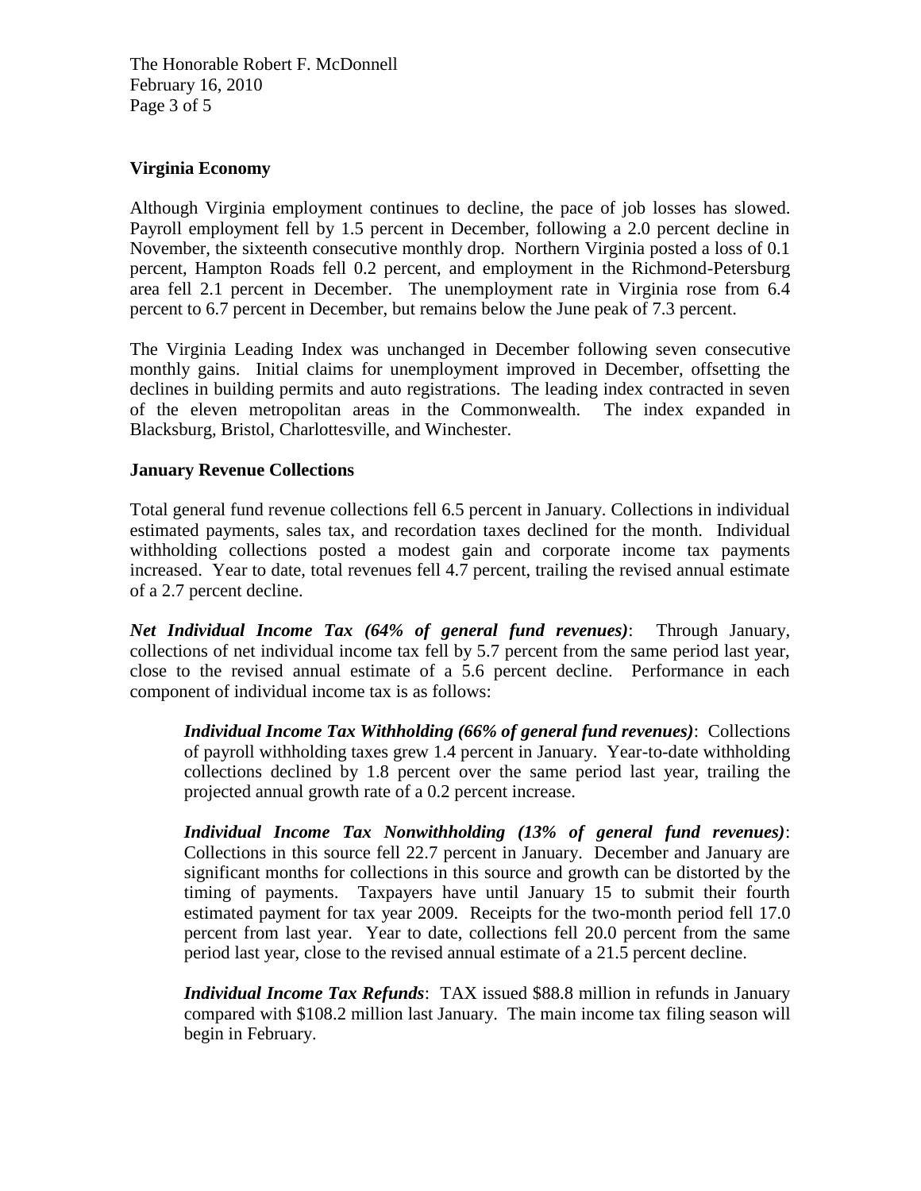**Virginia Economy**

Although Virginia employment continues to decline, the pace of job losses has slowed. Payroll employment fell by 1.5 percent in December, following a 2.0 percent decline in November, the sixteenth consecutive monthly drop. Northern Virginia posted a loss of 0.1 percent, Hampton Roads fell 0.2 percent, and employment in the Richmond-Petersburg area fell 2.1 percent in December. The unemployment rate in Virginia rose from 6.4 percent to 6.7 percent in December, but remains below the June peak of 7.3 percent.

The Virginia Leading Index was unchanged in December following seven consecutive monthly gains. Initial claims for unemployment improved in December, offsetting the declines in building permits and auto registrations. The leading index contracted in seven of the eleven metropolitan areas in the Commonwealth. The index expanded in Blacksburg, Bristol, Charlottesville, and Winchester.

**January Revenue Collections**

Total general fund revenue collections fell 6.5 percent in January. Collections in individual estimated payments, sales tax, and recordation taxes declined for the month. Individual withholding collections posted a modest gain and corporate income tax payments increased. Year to date, total revenues fell 4.7 percent, trailing the revised annual estimate of a 2.7 percent decline.

***Net Individual Income Tax (64% of general fund revenues)***: Through January, collections of net individual income tax fell by 5.7 percent from the same period last year, close to the revised annual estimate of a 5.6 percent decline. Performance in each component of individual income tax is as follows:

> ***Individual Income Tax Withholding (66% of general fund revenues)***: Collections of payroll withholding taxes grew 1.4 percent in January. Year-to-date withholding collections declined by 1.8 percent over the same period last year, trailing the projected annual growth rate of a 0.2 percent increase.
>
> ***Individual Income Tax Nonwithholding (13% of general fund revenues)***: Collections in this source fell 22.7 percent in January. December and January are significant months for collections in this source and growth can be distorted by the timing of payments. Taxpayers have until January 15 to submit their fourth estimated payment for tax year 2009. Receipts for the two-month period fell 17.0 percent from last year. Year to date, collections fell 20.0 percent from the same period last year, close to the revised annual estimate of a 21.5 percent decline.
>
> ***Individual Income Tax Refunds***: TAX issued $88.8 million in refunds in January compared with $108.2 million last January. The main income tax filing season will begin in February.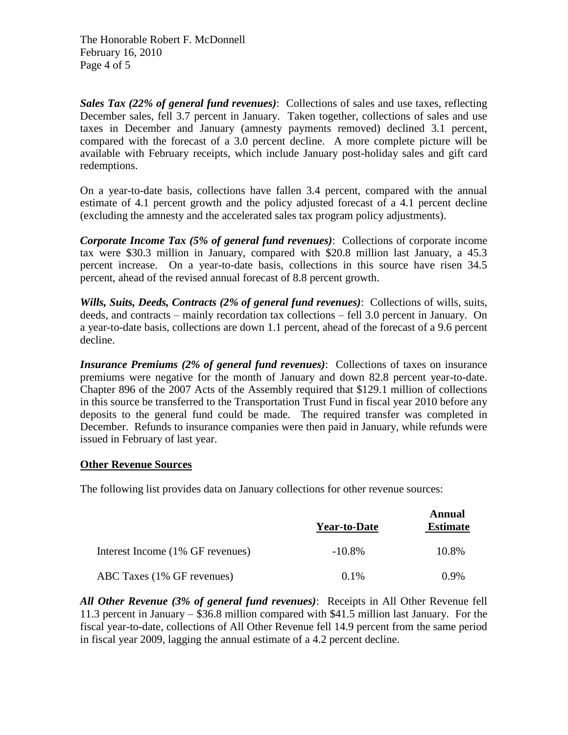***Sales Tax (22% of general fund revenues)***: Collections of sales and use taxes, reflecting December sales, fell 3.7 percent in January. Taken together, collections of sales and use taxes in December and January (amnesty payments removed) declined 3.1 percent, compared with the forecast of a 3.0 percent decline. A more complete picture will be available with February receipts, which include January post-holiday sales and gift card redemptions.

On a year-to-date basis, collections have fallen 3.4 percent, compared with the annual estimate of 4.1 percent growth and the policy adjusted forecast of a 4.1 percent decline (excluding the amnesty and the accelerated sales tax program policy adjustments).

***Corporate Income Tax (5% of general fund revenues)***: Collections of corporate income tax were $30.3 million in January, compared with $20.8 million last January, a 45.3 percent increase. On a year-to-date basis, collections in this source have risen 34.5 percent, ahead of the revised annual forecast of 8.8 percent growth.

***Wills, Suits, Deeds, Contracts (2% of general fund revenues)***: Collections of wills, suits, deeds, and contracts – mainly recordation tax collections – fell 3.0 percent in January. On a year-to-date basis, collections are down 1.1 percent, ahead of the forecast of a 9.6 percent decline.

***Insurance Premiums (2% of general fund revenues)***: Collections of taxes on insurance premiums were negative for the month of January and down 82.8 percent year-to-date. Chapter 896 of the 2007 Acts of the Assembly required that $129.1 million of collections in this source be transferred to the Transportation Trust Fund in fiscal year 2010 before any deposits to the general fund could be made. The required transfer was completed in December. Refunds to insurance companies were then paid in January, while refunds were issued in February of last year.

**Other Revenue Sources**

The following list provides data on January collections for other revenue sources:

| | **Year-to-Date** | **Annual Estimate** |
|---|---|---|
| Interest Income (1% GF revenues) | -10.8% | 10.8% |
| ABC Taxes (1% GF revenues) | 0.1% | 0.9% |

***All Other Revenue (3% of general fund revenues)***: Receipts in All Other Revenue fell 11.3 percent in January – $36.8 million compared with $41.5 million last January. For the fiscal year-to-date, collections of All Other Revenue fell 14.9 percent from the same period in fiscal year 2009, lagging the annual estimate of a 4.2 percent decline.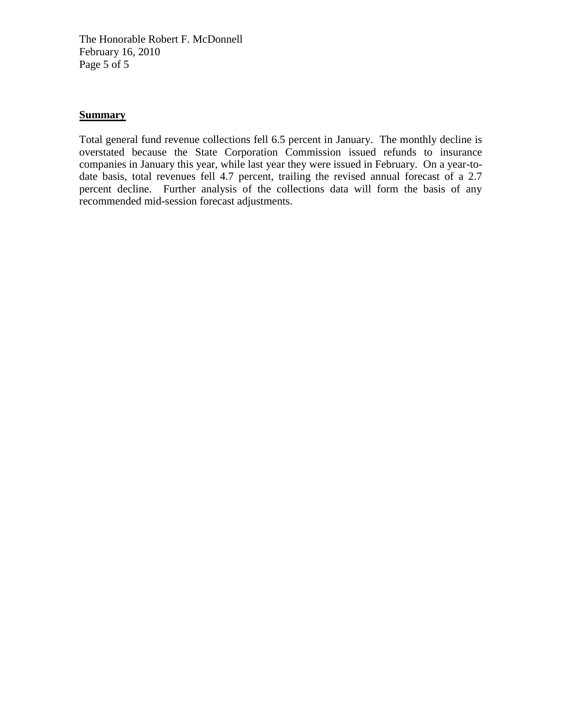## Summary

Total general fund revenue collections fell 6.5 percent in January. The monthly decline is overstated because the State Corporation Commission issued refunds to insurance companies in January this year, while last year they were issued in February. On a year-to-date basis, total revenues fell 4.7 percent, trailing the revised annual forecast of a 2.7 percent decline. Further analysis of the collections data will form the basis of any recommended mid-session forecast adjustments.